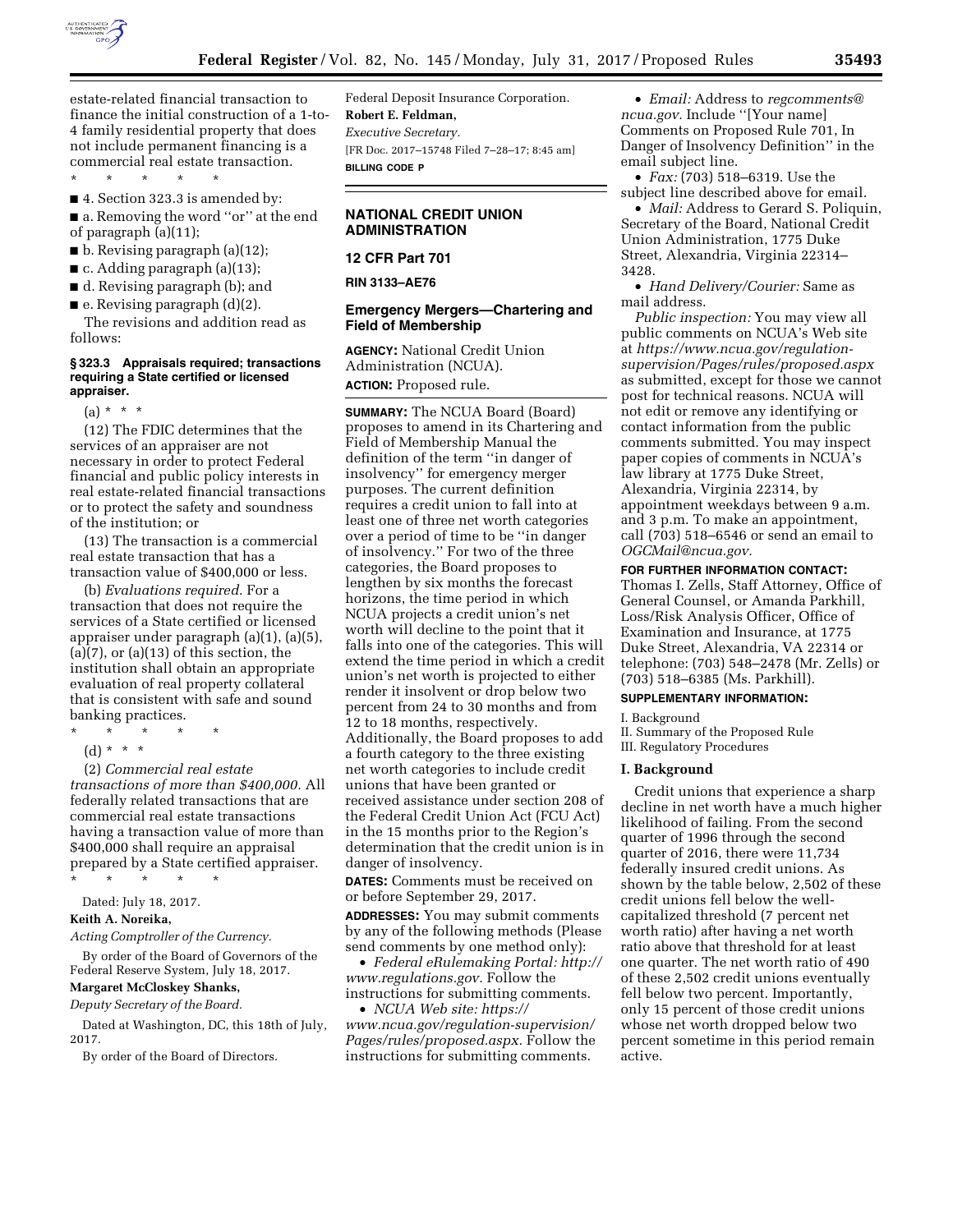estate-related financial transaction to finance the initial construction of a 1-to-4 family residential property that does not include permanent financing is a commercial real estate transaction.

\* \* \* \* \*

■ 4. Section 323.3 is amended by:

■ a. Removing the word ''or'' at the end of paragraph (a)(11);

■ b. Revising paragraph (a)(12);

■ c. Adding paragraph (a)(13);

■ d. Revising paragraph (b); and

■ e. Revising paragraph (d)(2).

The revisions and addition read as follows:

#### § 323.3 Appraisals required; transactions requiring a State certified or licensed appraiser.

(a) \* \* \*

(12) The FDIC determines that the services of an appraiser are not necessary in order to protect Federal financial and public policy interests in real estate-related financial transactions or to protect the safety and soundness of the institution; or

(13) The transaction is a commercial real estate transaction that has a transaction value of $400,000 or less.

(b) *Evaluations required.* For a transaction that does not require the services of a State certified or licensed appraiser under paragraph (a)(1), (a)(5), (a)(7), or (a)(13) of this section, the institution shall obtain an appropriate evaluation of real property collateral that is consistent with safe and sound banking practices.

\* \* \* \* \*

(d) \* \* \*

(2) *Commercial real estate transactions of more than $400,000.* All federally related transactions that are commercial real estate transactions having a transaction value of more than $400,000 shall require an appraisal prepared by a State certified appraiser.

\* \* \* \* \*

Dated: July 18, 2017.

**Keith A. Noreika,**

*Acting Comptroller of the Currency.*

By order of the Board of Governors of the Federal Reserve System, July 18, 2017.

**Margaret McCloskey Shanks,**

*Deputy Secretary of the Board.*

Dated at Washington, DC, this 18th of July, 2017.

By order of the Board of Directors.

Federal Deposit Insurance Corporation.

**Robert E. Feldman,**

*Executive Secretary.*

[FR Doc. 2017–15748 Filed 7–28–17; 8:45 am]

**BILLING CODE P**

## NATIONAL CREDIT UNION ADMINISTRATION

### 12 CFR Part 701

### RIN 3133–AE76

### Emergency Mergers—Chartering and Field of Membership

**AGENCY:** National Credit Union Administration (NCUA).

**ACTION:** Proposed rule.

**SUMMARY:** The NCUA Board (Board) proposes to amend in its Chartering and Field of Membership Manual the definition of the term ''in danger of insolvency'' for emergency merger purposes. The current definition requires a credit union to fall into at least one of three net worth categories over a period of time to be ''in danger of insolvency.'' For two of the three categories, the Board proposes to lengthen by six months the forecast horizons, the time period in which NCUA projects a credit union's net worth will decline to the point that it falls into one of the categories. This will extend the time period in which a credit union's net worth is projected to either render it insolvent or drop below two percent from 24 to 30 months and from 12 to 18 months, respectively. Additionally, the Board proposes to add a fourth category to the three existing net worth categories to include credit unions that have been granted or received assistance under section 208 of the Federal Credit Union Act (FCU Act) in the 15 months prior to the Region's determination that the credit union is in danger of insolvency.

**DATES:** Comments must be received on or before September 29, 2017.

**ADDRESSES:** You may submit comments by any of the following methods (Please send comments by one method only):

- *Federal eRulemaking Portal: http://www.regulations.gov.* Follow the instructions for submitting comments.
- *NCUA Web site: https://www.ncua.gov/regulation-supervision/Pages/rules/proposed.aspx.* Follow the instructions for submitting comments.
- *Email:* Address to *regcomments@ncua.gov.* Include ''[Your name] Comments on Proposed Rule 701, In Danger of Insolvency Definition'' in the email subject line.
- *Fax:* (703) 518–6319. Use the subject line described above for email.
- *Mail:* Address to Gerard S. Poliquin, Secretary of the Board, National Credit Union Administration, 1775 Duke Street, Alexandria, Virginia 22314–3428.
- *Hand Delivery/Courier:* Same as mail address.

*Public inspection:* You may view all public comments on NCUA's Web site at *https://www.ncua.gov/regulation-supervision/Pages/rules/proposed.aspx* as submitted, except for those we cannot post for technical reasons. NCUA will not edit or remove any identifying or contact information from the public comments submitted. You may inspect paper copies of comments in NCUA's law library at 1775 Duke Street, Alexandria, Virginia 22314, by appointment weekdays between 9 a.m. and 3 p.m. To make an appointment, call (703) 518–6546 or send an email to *OGCMail@ncua.gov.*

**FOR FURTHER INFORMATION CONTACT:** Thomas I. Zells, Staff Attorney, Office of General Counsel, or Amanda Parkhill, Loss/Risk Analysis Officer, Office of Examination and Insurance, at 1775 Duke Street, Alexandria, VA 22314 or telephone: (703) 548–2478 (Mr. Zells) or (703) 518–6385 (Ms. Parkhill).

**SUPPLEMENTARY INFORMATION:**

I. Background

II. Summary of the Proposed Rule

III. Regulatory Procedures

### I. Background

Credit unions that experience a sharp decline in net worth have a much higher likelihood of failing. From the second quarter of 1996 through the second quarter of 2016, there were 11,734 federally insured credit unions. As shown by the table below, 2,502 of these credit unions fell below the well-capitalized threshold (7 percent net worth ratio) after having a net worth ratio above that threshold for at least one quarter. The net worth ratio of 490 of these 2,502 credit unions eventually fell below two percent. Importantly, only 15 percent of those credit unions whose net worth dropped below two percent sometime in this period remain active.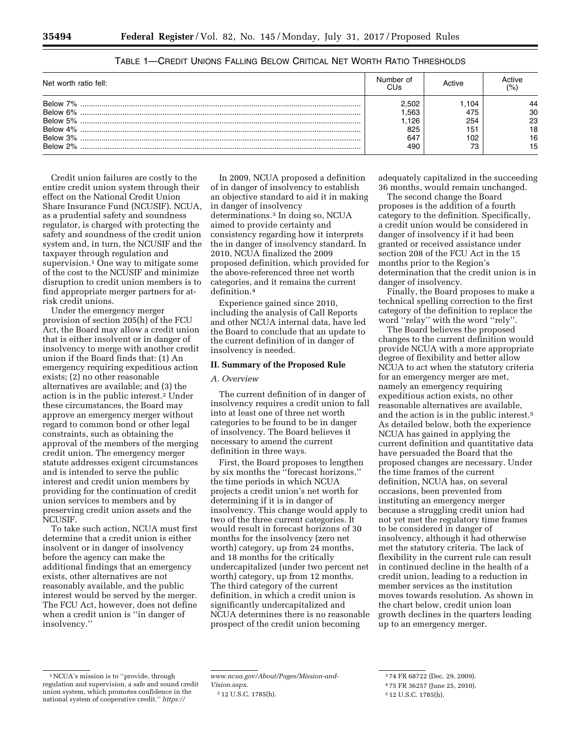TABLE 1—CREDIT UNIONS FALLING BELOW CRITICAL NET WORTH RATIO THRESHOLDS

| Net worth ratio fell: | Number of CUs | Active | Active (%) |
|---|---|---|---|
| Below 7% | 2,502 | 1,104 | 44 |
| Below 6% | 1,563 | 475 | 30 |
| Below 5% | 1,126 | 254 | 23 |
| Below 4% | 825 | 151 | 18 |
| Below 3% | 647 | 102 | 16 |
| Below 2% | 490 | 73 | 15 |

Credit union failures are costly to the entire credit union system through their effect on the National Credit Union Share Insurance Fund (NCUSIF). NCUA, as a prudential safety and soundness regulator, is charged with protecting the safety and soundness of the credit union system and, in turn, the NCUSIF and the taxpayer through regulation and supervision.[1] One way to mitigate some of the cost to the NCUSIF and minimize disruption to credit union members is to find appropriate merger partners for at-risk credit unions.

Under the emergency merger provision of section 205(h) of the FCU Act, the Board may allow a credit union that is either insolvent or in danger of insolvency to merge with another credit union if the Board finds that: (1) An emergency requiring expeditious action exists; (2) no other reasonable alternatives are available; and (3) the action is in the public interest.[2] Under these circumstances, the Board may approve an emergency merger without regard to common bond or other legal constraints, such as obtaining the approval of the members of the merging credit union. The emergency merger statute addresses exigent circumstances and is intended to serve the public interest and credit union members by providing for the continuation of credit union services to members and by preserving credit union assets and the NCUSIF.

To take such action, NCUA must first determine that a credit union is either insolvent or in danger of insolvency before the agency can make the additional findings that an emergency exists, other alternatives are not reasonably available, and the public interest would be served by the merger. The FCU Act, however, does not define when a credit union is "in danger of insolvency."

In 2009, NCUA proposed a definition of in danger of insolvency to establish an objective standard to aid it in making in danger of insolvency determinations.[3] In doing so, NCUA aimed to provide certainty and consistency regarding how it interprets the in danger of insolvency standard. In 2010, NCUA finalized the 2009 proposed definition, which provided for the above-referenced three net worth categories, and it remains the current definition.[4]

Experience gained since 2010, including the analysis of Call Reports and other NCUA internal data, have led the Board to conclude that an update to the current definition of in danger of insolvency is needed.

## II. Summary of the Proposed Rule

### *A. Overview*

The current definition of in danger of insolvency requires a credit union to fall into at least one of three net worth categories to be found to be in danger of insolvency. The Board believes it necessary to amend the current definition in three ways.

First, the Board proposes to lengthen by six months the "forecast horizons," the time periods in which NCUA projects a credit union's net worth for determining if it is in danger of insolvency. This change would apply to two of the three current categories. It would result in forecast horizons of 30 months for the insolvency (zero net worth) category, up from 24 months, and 18 months for the critically undercapitalized (under two percent net worth) category, up from 12 months. The third category of the current definition, in which a credit union is significantly undercapitalized and NCUA determines there is no reasonable prospect of the credit union becoming adequately capitalized in the succeeding 36 months, would remain unchanged.

The second change the Board proposes is the addition of a fourth category to the definition. Specifically, a credit union would be considered in danger of insolvency if it had been granted or received assistance under section 208 of the FCU Act in the 15 months prior to the Region's determination that the credit union is in danger of insolvency.

Finally, the Board proposes to make a technical spelling correction to the first category of the definition to replace the word "relay" with the word "rely".

The Board believes the proposed changes to the current definition would provide NCUA with a more appropriate degree of flexibility and better allow NCUA to act when the statutory criteria for an emergency merger are met, namely an emergency requiring expeditious action exists, no other reasonable alternatives are available, and the action is in the public interest.[5] As detailed below, both the experience NCUA has gained in applying the current definition and quantitative data have persuaded the Board that the proposed changes are necessary. Under the time frames of the current definition, NCUA has, on several occasions, been prevented from instituting an emergency merger because a struggling credit union had not yet met the regulatory time frames to be considered in danger of insolvency, although it had otherwise met the statutory criteria. The lack of flexibility in the current rule can result in continued decline in the health of a credit union, leading to a reduction in member services as the institution moves towards resolution. As shown in the chart below, credit union loan growth declines in the quarters leading up to an emergency merger.

---

[1] NCUA's mission is to "provide, through regulation and supervision, a safe and sound credit union system, which promotes confidence in the national system of cooperative credit." *https://www.ncua.gov/About/Pages/Mission-and-Vision.aspx.*

[2] 12 U.S.C. 1785(h).

[3] 74 FR 68722 (Dec. 29, 2009).

[4] 75 FR 36257 (June 25, 2010).

[5] 12 U.S.C. 1785(h).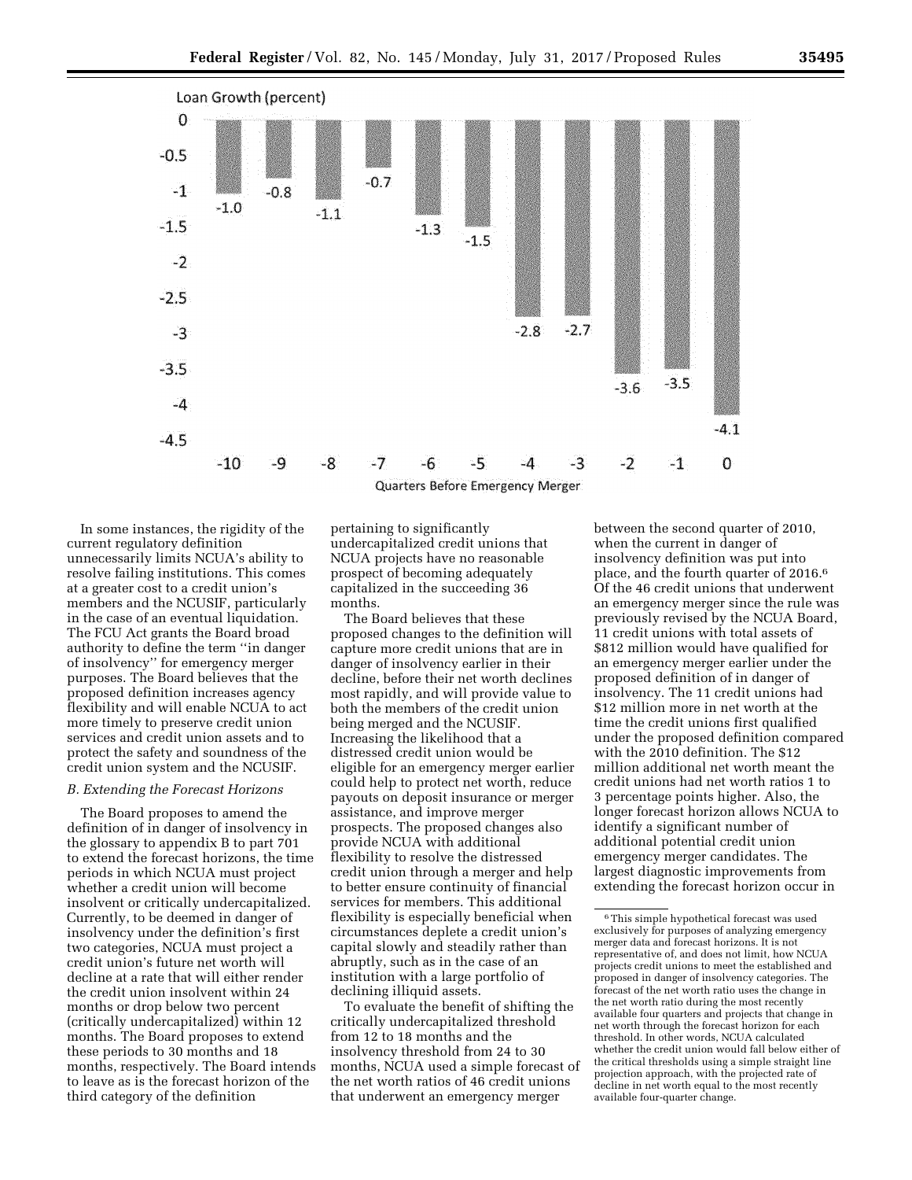Loan Growth (percent)

| Quarters Before Emergency Merger | -10 | -9 | -8 | -7 | -6 | -5 | -4 | -3 | -2 | -1 | 0 |
| --- | --- | --- | --- | --- | --- | --- | --- | --- | --- | --- | --- |
| Loan Growth (percent) | -1.0 | -0.8 | -1.1 | -0.7 | -1.3 | -1.5 | -2.8 | -2.7 | -3.6 | -3.5 | -4.1 |

In some instances, the rigidity of the current regulatory definition unnecessarily limits NCUA's ability to resolve failing institutions. This comes at a greater cost to a credit union's members and the NCUSIF, particularly in the case of an eventual liquidation. The FCU Act grants the Board broad authority to define the term "in danger of insolvency" for emergency merger purposes. The Board believes that the proposed definition increases agency flexibility and will enable NCUA to act more timely to preserve credit union services and credit union assets and to protect the safety and soundness of the credit union system and the NCUSIF.

*B. Extending the Forecast Horizons*

The Board proposes to amend the definition of in danger of insolvency in the glossary to appendix B to part 701 to extend the forecast horizons, the time periods in which NCUA must project whether a credit union will become insolvent or critically undercapitalized. Currently, to be deemed in danger of insolvency under the definition's first two categories, NCUA must project a credit union's future net worth will decline at a rate that will either render the credit union insolvent within 24 months or drop below two percent (critically undercapitalized) within 12 months. The Board proposes to extend these periods to 30 months and 18 months, respectively. The Board intends to leave as is the forecast horizon of the third category of the definition pertaining to significantly undercapitalized credit unions that NCUA projects have no reasonable prospect of becoming adequately capitalized in the succeeding 36 months.

The Board believes that these proposed changes to the definition will capture more credit unions that are in danger of insolvency earlier in their decline, before their net worth declines most rapidly, and will provide value to both the members of the credit union being merged and the NCUSIF. Increasing the likelihood that a distressed credit union would be eligible for an emergency merger earlier could help to protect net worth, reduce payouts on deposit insurance or merger assistance, and improve merger prospects. The proposed changes also provide NCUA with additional flexibility to resolve the distressed credit union through a merger and help to better ensure continuity of financial services for members. This additional flexibility is especially beneficial when circumstances deplete a credit union's capital slowly and steadily rather than abruptly, such as in the case of an institution with a large portfolio of declining illiquid assets.

To evaluate the benefit of shifting the critically undercapitalized threshold from 12 to 18 months and the insolvency threshold from 24 to 30 months, NCUA used a simple forecast of the net worth ratios of 46 credit unions that underwent an emergency merger between the second quarter of 2010, when the current in danger of insolvency definition was put into place, and the fourth quarter of 2016.[6] Of the 46 credit unions that underwent an emergency merger since the rule was previously revised by the NCUA Board, 11 credit unions with total assets of $812 million would have qualified for an emergency merger earlier under the proposed definition of in danger of insolvency. The 11 credit unions had $12 million more in net worth at the time the credit unions first qualified under the proposed definition compared with the 2010 definition. The $12 million additional net worth meant the credit unions had net worth ratios 1 to 3 percentage points higher. Also, the longer forecast horizon allows NCUA to identify a significant number of additional potential credit union emergency merger candidates. The largest diagnostic improvements from extending the forecast horizon occur in

[6] This simple hypothetical forecast was used exclusively for purposes of analyzing emergency merger data and forecast horizons. It is not representative of, and does not limit, how NCUA projects credit unions to meet the established and proposed in danger of insolvency categories. The forecast of the net worth ratio uses the change in the net worth ratio during the most recently available four quarters and projects that change in net worth through the forecast horizon for each threshold. In other words, NCUA calculated whether the credit union would fall below either of the critical thresholds using a simple straight line projection approach, with the projected rate of decline in net worth equal to the most recently available four-quarter change.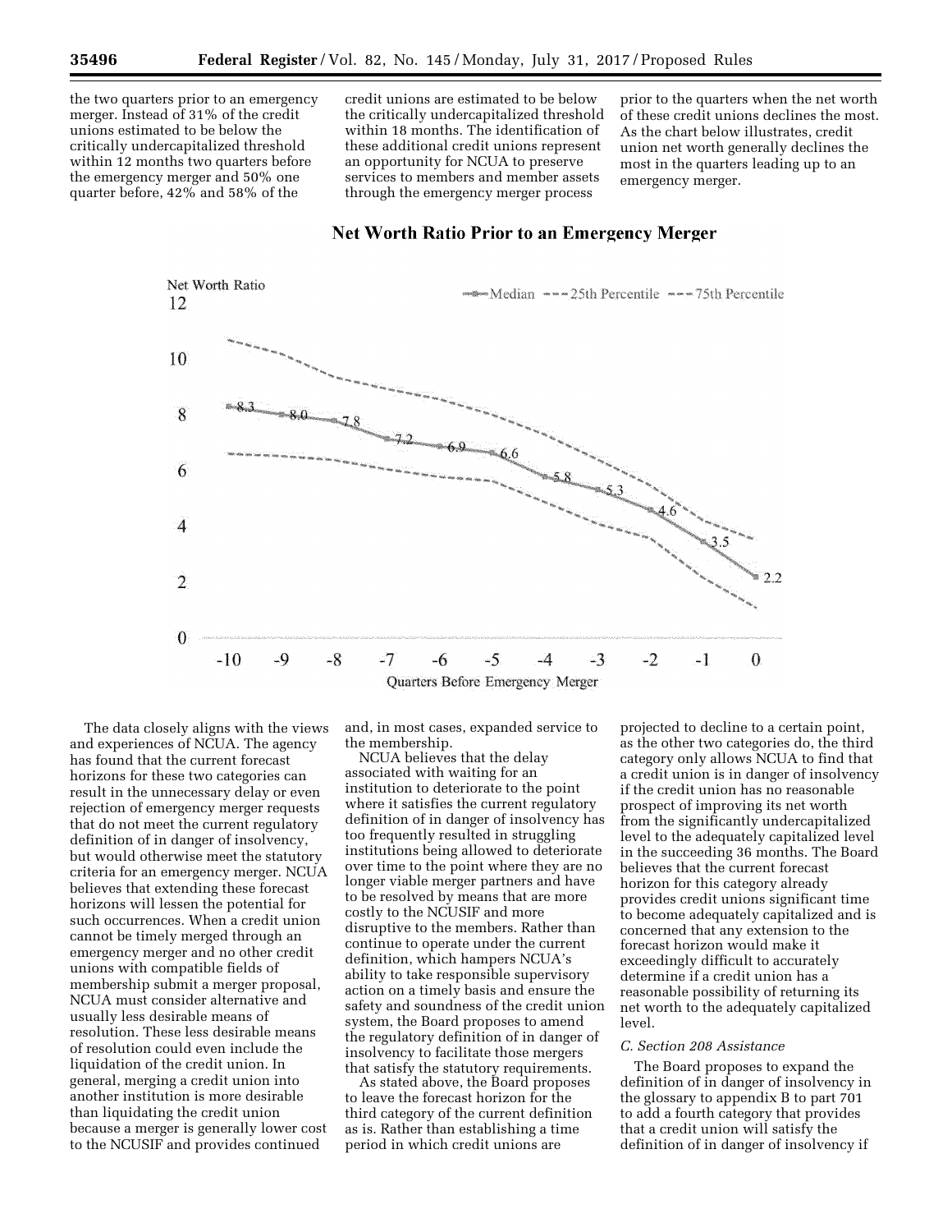the two quarters prior to an emergency merger. Instead of 31% of the credit unions estimated to be below the critically undercapitalized threshold within 12 months two quarters before the emergency merger and 50% one quarter before, 42% and 58% of the credit unions are estimated to be below the critically undercapitalized threshold within 18 months. The identification of these additional credit unions represent an opportunity for NCUA to preserve services to members and member assets through the emergency merger process prior to the quarters when the net worth of these credit unions declines the most. As the chart below illustrates, credit union net worth generally declines the most in the quarters leading up to an emergency merger.

**Net Worth Ratio Prior to an Emergency Merger**

The data closely aligns with the views and experiences of NCUA. The agency has found that the current forecast horizons for these two categories can result in the unnecessary delay or even rejection of emergency merger requests that do not meet the current regulatory definition of in danger of insolvency, but would otherwise meet the statutory criteria for an emergency merger. NCUA believes that extending these forecast horizons will lessen the potential for such occurrences. When a credit union cannot be timely merged through an emergency merger and no other credit unions with compatible fields of membership submit a merger proposal, NCUA must consider alternative and usually less desirable means of resolution. These less desirable means of resolution could even include the liquidation of the credit union. In general, merging a credit union into another institution is more desirable than liquidating the credit union because a merger is generally lower cost to the NCUSIF and provides continued and, in most cases, expanded service to the membership.

NCUA believes that the delay associated with waiting for an institution to deteriorate to the point where it satisfies the current regulatory definition of in danger of insolvency has too frequently resulted in struggling institutions being allowed to deteriorate over time to the point where they are no longer viable merger partners and have to be resolved by means that are more costly to the NCUSIF and more disruptive to the members. Rather than continue to operate under the current definition, which hampers NCUA's ability to take responsible supervisory action on a timely basis and ensure the safety and soundness of the credit union system, the Board proposes to amend the regulatory definition of in danger of insolvency to facilitate those mergers that satisfy the statutory requirements.

As stated above, the Board proposes to leave the forecast horizon for the third category of the current definition as is. Rather than establishing a time period in which credit unions are projected to decline to a certain point, as the other two categories do, the third category only allows NCUA to find that a credit union is in danger of insolvency if the credit union has no reasonable prospect of improving its net worth from the significantly undercapitalized level to the adequately capitalized level in the succeeding 36 months. The Board believes that the current forecast horizon for this category already provides credit unions significant time to become adequately capitalized and is concerned that any extension to the forecast horizon would make it exceedingly difficult to accurately determine if a credit union has a reasonable possibility of returning its net worth to the adequately capitalized level.

### C. Section 208 Assistance

The Board proposes to expand the definition of in danger of insolvency in the glossary to appendix B to part 701 to add a fourth category that provides that a credit union will satisfy the definition of in danger of insolvency if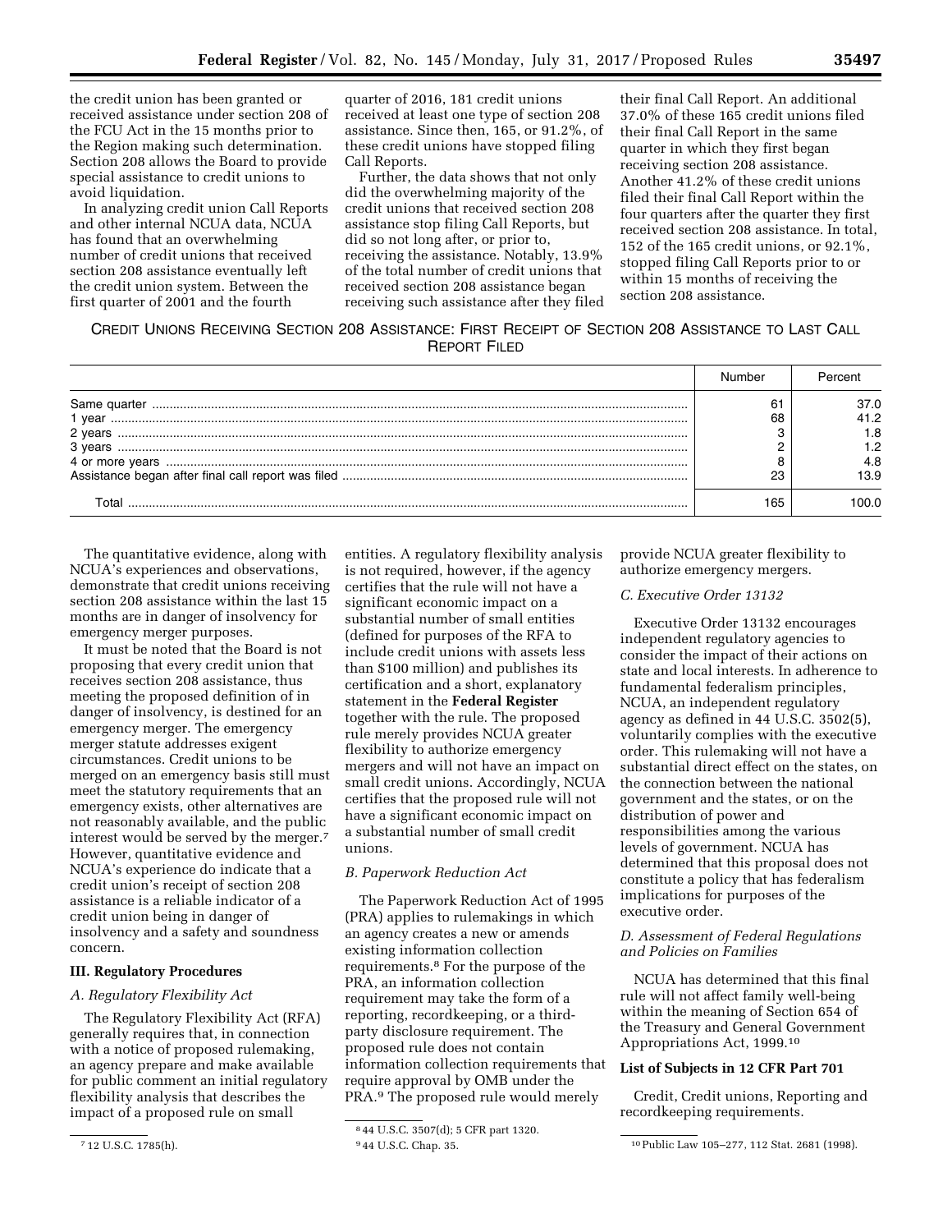the credit union has been granted or received assistance under section 208 of the FCU Act in the 15 months prior to the Region making such determination. Section 208 allows the Board to provide special assistance to credit unions to avoid liquidation.

In analyzing credit union Call Reports and other internal NCUA data, NCUA has found that an overwhelming number of credit unions that received section 208 assistance eventually left the credit union system. Between the first quarter of 2001 and the fourth quarter of 2016, 181 credit unions received at least one type of section 208 assistance. Since then, 165, or 91.2%, of these credit unions have stopped filing Call Reports.

Further, the data shows that not only did the overwhelming majority of the credit unions that received section 208 assistance stop filing Call Reports, but did so not long after, or prior to, receiving the assistance. Notably, 13.9% of the total number of credit unions that received section 208 assistance began receiving such assistance after they filed their final Call Report. An additional 37.0% of these 165 credit unions filed their final Call Report in the same quarter in which they first began receiving section 208 assistance. Another 41.2% of these credit unions filed their final Call Report within the four quarters after the quarter they first received section 208 assistance. In total, 152 of the 165 credit unions, or 92.1%, stopped filing Call Reports prior to or within 15 months of receiving the section 208 assistance.

CREDIT UNIONS RECEIVING SECTION 208 ASSISTANCE: FIRST RECEIPT OF SECTION 208 ASSISTANCE TO LAST CALL REPORT FILED

| | Number | Percent |
|---|---|---|
| Same quarter | 61 | 37.0 |
| 1 year | 68 | 41.2 |
| 2 years | 3 | 1.8 |
| 3 years | 2 | 1.2 |
| 4 or more years | 8 | 4.8 |
| Assistance began after final call report was filed | 23 | 13.9 |
| Total | 165 | 100.0 |

The quantitative evidence, along with NCUA's experiences and observations, demonstrate that credit unions receiving section 208 assistance within the last 15 months are in danger of insolvency for emergency merger purposes.

It must be noted that the Board is not proposing that every credit union that receives section 208 assistance, thus meeting the proposed definition of in danger of insolvency, is destined for an emergency merger. The emergency merger statute addresses exigent circumstances. Credit unions to be merged on an emergency basis still must meet the statutory requirements that an emergency exists, other alternatives are not reasonably available, and the public interest would be served by the merger.[7] However, quantitative evidence and NCUA's experience do indicate that a credit union's receipt of section 208 assistance is a reliable indicator of a credit union being in danger of insolvency and a safety and soundness concern.

## III. Regulatory Procedures

### A. Regulatory Flexibility Act

The Regulatory Flexibility Act (RFA) generally requires that, in connection with a notice of proposed rulemaking, an agency prepare and make available for public comment an initial regulatory flexibility analysis that describes the impact of a proposed rule on small entities. A regulatory flexibility analysis is not required, however, if the agency certifies that the rule will not have a significant economic impact on a substantial number of small entities (defined for purposes of the RFA to include credit unions with assets less than $100 million) and publishes its certification and a short, explanatory statement in the **Federal Register** together with the rule. The proposed rule merely provides NCUA greater flexibility to authorize emergency mergers and will not have an impact on small credit unions. Accordingly, NCUA certifies that the proposed rule will not have a significant economic impact on a substantial number of small credit unions.

### B. Paperwork Reduction Act

The Paperwork Reduction Act of 1995 (PRA) applies to rulemakings in which an agency creates a new or amends existing information collection requirements.[8] For the purpose of the PRA, an information collection requirement may take the form of a reporting, recordkeeping, or a third-party disclosure requirement. The proposed rule does not contain information collection requirements that require approval by OMB under the PRA.[9] The proposed rule would merely provide NCUA greater flexibility to authorize emergency mergers.

### C. Executive Order 13132

Executive Order 13132 encourages independent regulatory agencies to consider the impact of their actions on state and local interests. In adherence to fundamental federalism principles, NCUA, an independent regulatory agency as defined in 44 U.S.C. 3502(5), voluntarily complies with the executive order. This rulemaking will not have a substantial direct effect on the states, on the connection between the national government and the states, or on the distribution of power and responsibilities among the various levels of government. NCUA has determined that this proposal does not constitute a policy that has federalism implications for purposes of the executive order.

### D. Assessment of Federal Regulations and Policies on Families

NCUA has determined that this final rule will not affect family well-being within the meaning of Section 654 of the Treasury and General Government Appropriations Act, 1999.[10]

**List of Subjects in 12 CFR Part 701**

Credit, Credit unions, Reporting and recordkeeping requirements.

[7] 12 U.S.C. 1785(h).

[8] 44 U.S.C. 3507(d); 5 CFR part 1320.

[9] 44 U.S.C. Chap. 35.

[10] Public Law 105–277, 112 Stat. 2681 (1998).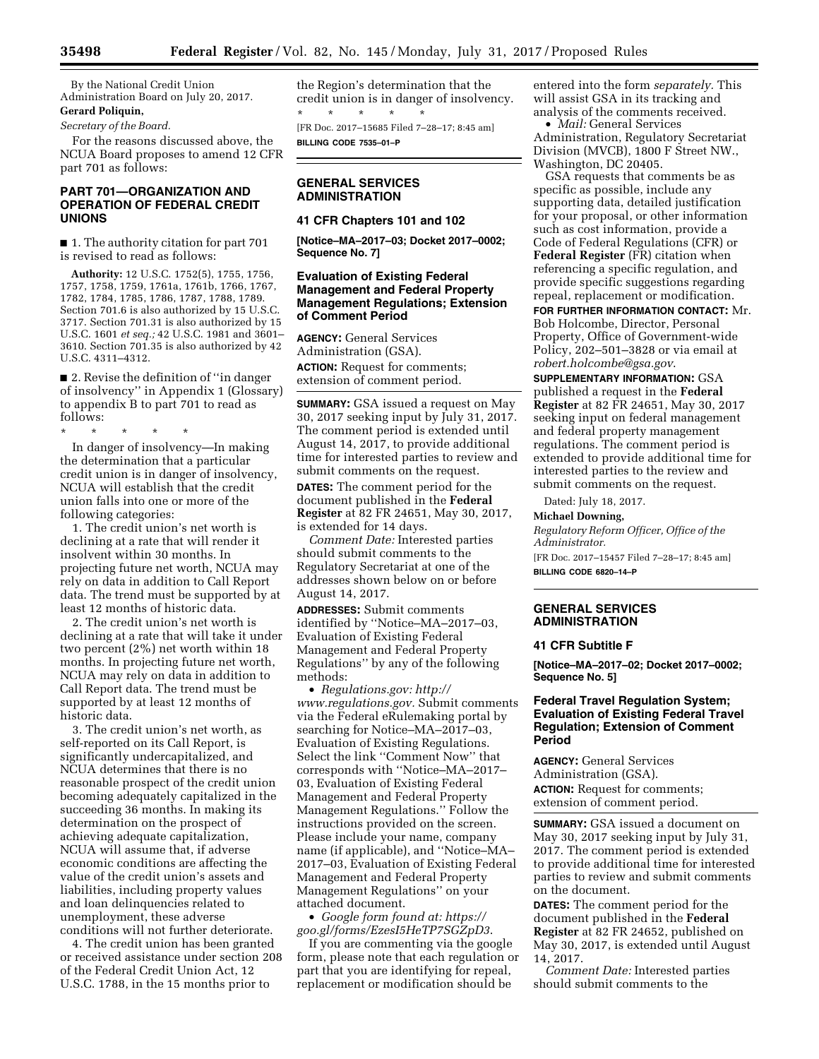By the National Credit Union Administration Board on July 20, 2017.

**Gerard Poliquin,**

*Secretary of the Board.*

For the reasons discussed above, the NCUA Board proposes to amend 12 CFR part 701 as follows:

## PART 701—ORGANIZATION AND OPERATION OF FEDERAL CREDIT UNIONS

■ 1. The authority citation for part 701 is revised to read as follows:

**Authority:** 12 U.S.C. 1752(5), 1755, 1756, 1757, 1758, 1759, 1761a, 1761b, 1766, 1767, 1782, 1784, 1785, 1786, 1787, 1788, 1789. Section 701.6 is also authorized by 15 U.S.C. 3717. Section 701.31 is also authorized by 15 U.S.C. 1601 *et seq.;* 42 U.S.C. 1981 and 3601–3610. Section 701.35 is also authorized by 42 U.S.C. 4311–4312.

■ 2. Revise the definition of ''in danger of insolvency'' in Appendix 1 (Glossary) to appendix B to part 701 to read as follows:

\* \* \* \* \*

In danger of insolvency—In making the determination that a particular credit union is in danger of insolvency, NCUA will establish that the credit union falls into one or more of the following categories:

1. The credit union's net worth is declining at a rate that will render it insolvent within 30 months. In projecting future net worth, NCUA may rely on data in addition to Call Report data. The trend must be supported by at least 12 months of historic data.

2. The credit union's net worth is declining at a rate that will take it under two percent (2%) net worth within 18 months. In projecting future net worth, NCUA may rely on data in addition to Call Report data. The trend must be supported by at least 12 months of historic data.

3. The credit union's net worth, as self-reported on its Call Report, is significantly undercapitalized, and NCUA determines that there is no reasonable prospect of the credit union becoming adequately capitalized in the succeeding 36 months. In making its determination on the prospect of achieving adequate capitalization, NCUA will assume that, if adverse economic conditions are affecting the value of the credit union's assets and liabilities, including property values and loan delinquencies related to unemployment, these adverse conditions will not further deteriorate.

4. The credit union has been granted or received assistance under section 208 of the Federal Credit Union Act, 12 U.S.C. 1788, in the 15 months prior to the Region's determination that the credit union is in danger of insolvency.

\* \* \* \* \*

[FR Doc. 2017–15685 Filed 7–28–17; 8:45 am]

**BILLING CODE 7535–01–P**

---

## GENERAL SERVICES ADMINISTRATION

### 41 CFR Chapters 101 and 102

**[Notice–MA–2017–03; Docket 2017–0002; Sequence No. 7]**

### Evaluation of Existing Federal Management and Federal Property Management Regulations; Extension of Comment Period

**AGENCY:** General Services Administration (GSA).

**ACTION:** Request for comments; extension of comment period.

**SUMMARY:** GSA issued a request on May 30, 2017 seeking input by July 31, 2017. The comment period is extended until August 14, 2017, to provide additional time for interested parties to review and submit comments on the request.

**DATES:** The comment period for the document published in the **Federal Register** at 82 FR 24651, May 30, 2017, is extended for 14 days.

*Comment Date:* Interested parties should submit comments to the Regulatory Secretariat at one of the addresses shown below on or before August 14, 2017.

**ADDRESSES:** Submit comments identified by ''Notice–MA–2017–03, Evaluation of Existing Federal Management and Federal Property Regulations'' by any of the following methods:

- *Regulations.gov: http://www.regulations.gov.* Submit comments via the Federal eRulemaking portal by searching for Notice–MA–2017–03, Evaluation of Existing Regulations. Select the link ''Comment Now'' that corresponds with ''Notice–MA–2017–03, Evaluation of Existing Federal Management and Federal Property Management Regulations.'' Follow the instructions provided on the screen. Please include your name, company name (if applicable), and ''Notice–MA–2017–03, Evaluation of Existing Federal Management and Federal Property Management Regulations'' on your attached document.
- *Google form found at: https://goo.gl/forms/EzesI5HeTP7SGZpD3.*

If you are commenting via the google form, please note that each regulation or part that you are identifying for repeal, replacement or modification should be entered into the form *separately.* This will assist GSA in its tracking and analysis of the comments received.

- *Mail:* General Services Administration, Regulatory Secretariat Division (MVCB), 1800 F Street NW., Washington, DC 20405.

GSA requests that comments be as specific as possible, include any supporting data, detailed justification for your proposal, or other information such as cost information, provide a Code of Federal Regulations (CFR) or **Federal Register** (FR) citation when referencing a specific regulation, and provide specific suggestions regarding repeal, replacement or modification.

**FOR FURTHER INFORMATION CONTACT:** Mr. Bob Holcombe, Director, Personal Property, Office of Government-wide Policy, 202–501–3828 or via email at *robert.holcombe@gsa.gov.*

**SUPPLEMENTARY INFORMATION:** GSA published a request in the **Federal Register** at 82 FR 24651, May 30, 2017 seeking input on federal management and federal property management regulations. The comment period is extended to provide additional time for interested parties to the review and submit comments on the request.

Dated: July 18, 2017.

**Michael Downing,**

*Regulatory Reform Officer, Office of the Administrator.*

[FR Doc. 2017–15457 Filed 7–28–17; 8:45 am]

**BILLING CODE 6820–14–P**

---

## GENERAL SERVICES ADMINISTRATION

### 41 CFR Subtitle F

**[Notice–MA–2017–02; Docket 2017–0002; Sequence No. 5]**

### Federal Travel Regulation System; Evaluation of Existing Federal Travel Regulation; Extension of Comment Period

**AGENCY:** General Services Administration (GSA).

**ACTION:** Request for comments; extension of comment period.

**SUMMARY:** GSA issued a document on May 30, 2017 seeking input by July 31, 2017. The comment period is extended to provide additional time for interested parties to review and submit comments on the document.

**DATES:** The comment period for the document published in the **Federal Register** at 82 FR 24652, published on May 30, 2017, is extended until August 14, 2017.

*Comment Date:* Interested parties should submit comments to the